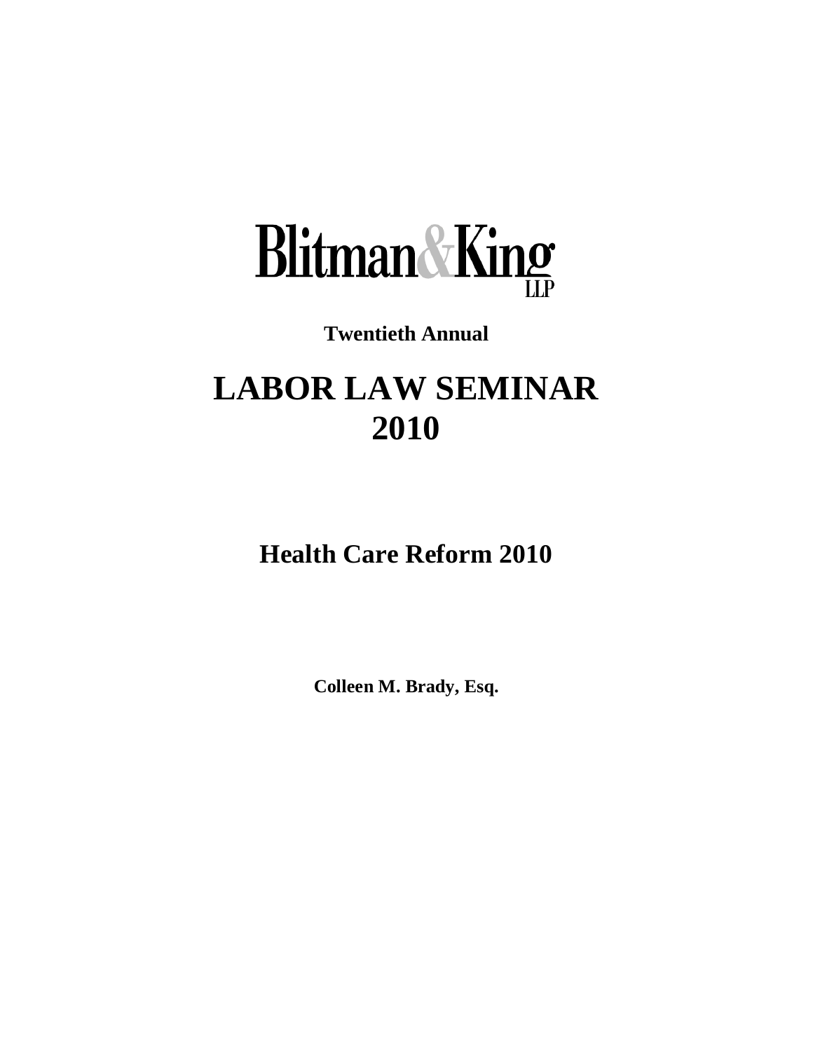# Blitman & King LLP

**Twentieth Annual**

# LABOR LAW SEMINAR 2010

## Health Care Reform 2010

**Colleen M. Brady, Esq.**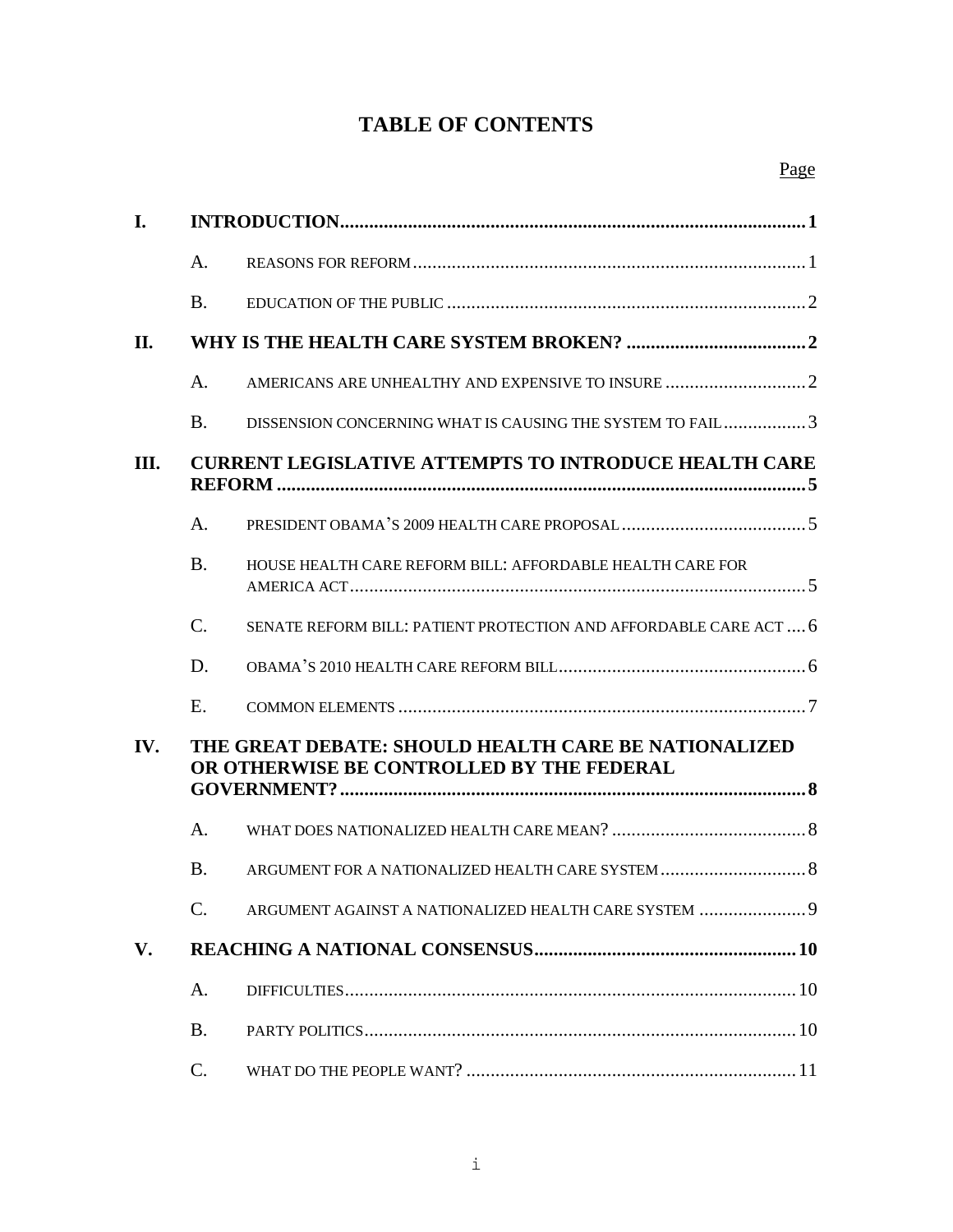# TABLE OF CONTENTS

Page

**I. INTRODUCTION** ..... 1

- A. REASONS FOR REFORM ..... 1
- B. EDUCATION OF THE PUBLIC ..... 2

**II. WHY IS THE HEALTH CARE SYSTEM BROKEN?** ..... 2

- A. AMERICANS ARE UNHEALTHY AND EXPENSIVE TO INSURE ..... 2
- B. DISSENSION CONCERNING WHAT IS CAUSING THE SYSTEM TO FAIL ..... 3

**III. CURRENT LEGISLATIVE ATTEMPTS TO INTRODUCE HEALTH CARE REFORM** ..... 5

- A. PRESIDENT OBAMA'S 2009 HEALTH CARE PROPOSAL ..... 5
- B. HOUSE HEALTH CARE REFORM BILL: AFFORDABLE HEALTH CARE FOR AMERICA ACT ..... 5
- C. SENATE REFORM BILL: PATIENT PROTECTION AND AFFORDABLE CARE ACT ..... 6
- D. OBAMA'S 2010 HEALTH CARE REFORM BILL ..... 6
- E. COMMON ELEMENTS ..... 7

**IV. THE GREAT DEBATE: SHOULD HEALTH CARE BE NATIONALIZED OR OTHERWISE BE CONTROLLED BY THE FEDERAL GOVERNMENT?** ..... 8

- A. WHAT DOES NATIONALIZED HEALTH CARE MEAN? ..... 8
- B. ARGUMENT FOR A NATIONALIZED HEALTH CARE SYSTEM ..... 8
- C. ARGUMENT AGAINST A NATIONALIZED HEALTH CARE SYSTEM ..... 9

**V. REACHING A NATIONAL CONSENSUS** ..... 10

- A. DIFFICULTIES ..... 10
- B. PARTY POLITICS ..... 10
- C. WHAT DO THE PEOPLE WANT? ..... 11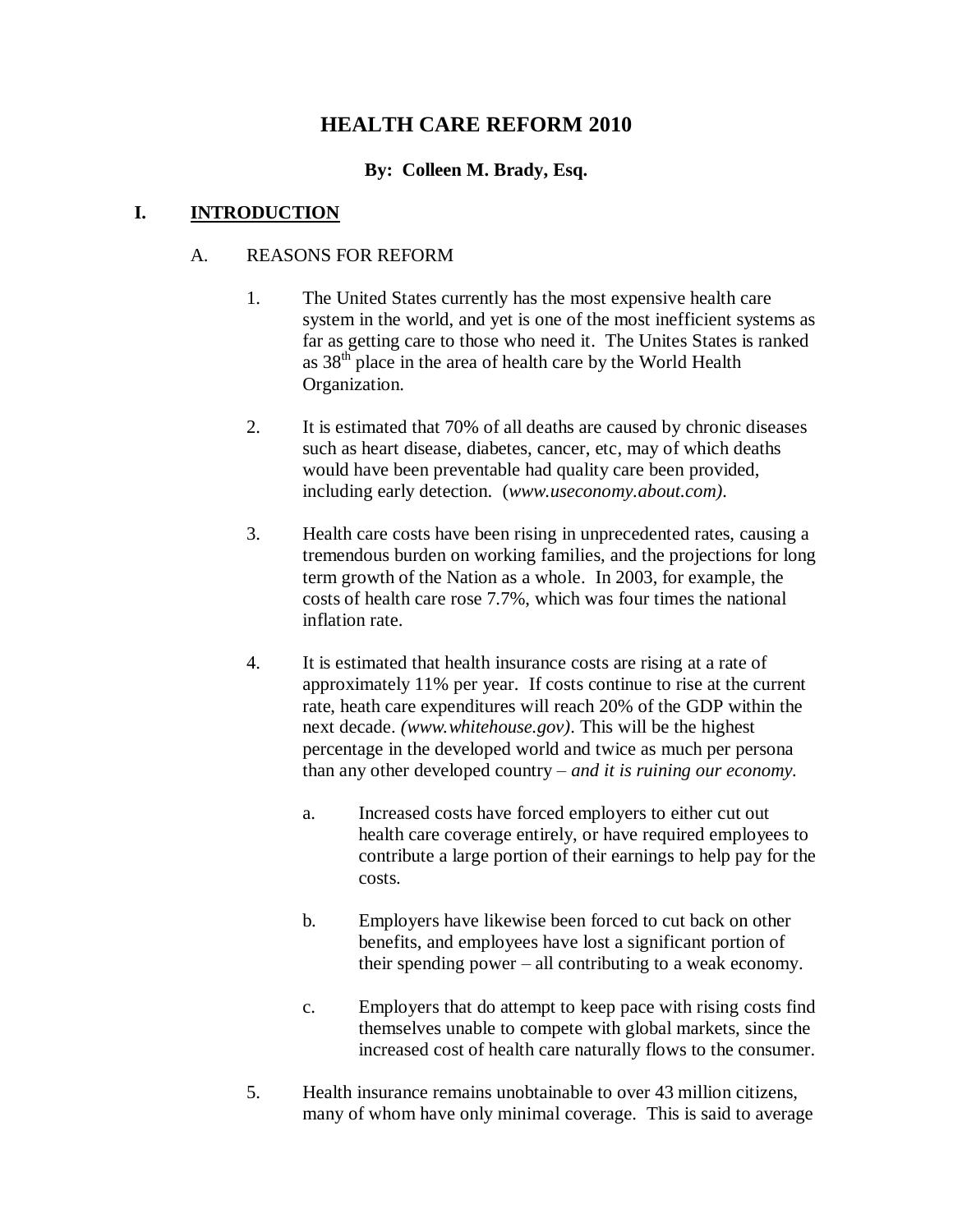# HEALTH CARE REFORM 2010

**By: Colleen M. Brady, Esq.**

## I. INTRODUCTION

### A. REASONS FOR REFORM

1. The United States currently has the most expensive health care system in the world, and yet is one of the most inefficient systems as far as getting care to those who need it. The Unites States is ranked as 38th place in the area of health care by the World Health Organization.

2. It is estimated that 70% of all deaths are caused by chronic diseases such as heart disease, diabetes, cancer, etc, may of which deaths would have been preventable had quality care been provided, including early detection. (*www.useconomy.about.com)*.

3. Health care costs have been rising in unprecedented rates, causing a tremendous burden on working families, and the projections for long term growth of the Nation as a whole. In 2003, for example, the costs of health care rose 7.7%, which was four times the national inflation rate.

4. It is estimated that health insurance costs are rising at a rate of approximately 11% per year. If costs continue to rise at the current rate, heath care expenditures will reach 20% of the GDP within the next decade. *(www.whitehouse.gov)*. This will be the highest percentage in the developed world and twice as much per persona than any other developed country – *and it is ruining our economy.*

   a. Increased costs have forced employers to either cut out health care coverage entirely, or have required employees to contribute a large portion of their earnings to help pay for the costs.

   b. Employers have likewise been forced to cut back on other benefits, and employees have lost a significant portion of their spending power – all contributing to a weak economy.

   c. Employers that do attempt to keep pace with rising costs find themselves unable to compete with global markets, since the increased cost of health care naturally flows to the consumer.

5. Health insurance remains unobtainable to over 43 million citizens, many of whom have only minimal coverage. This is said to average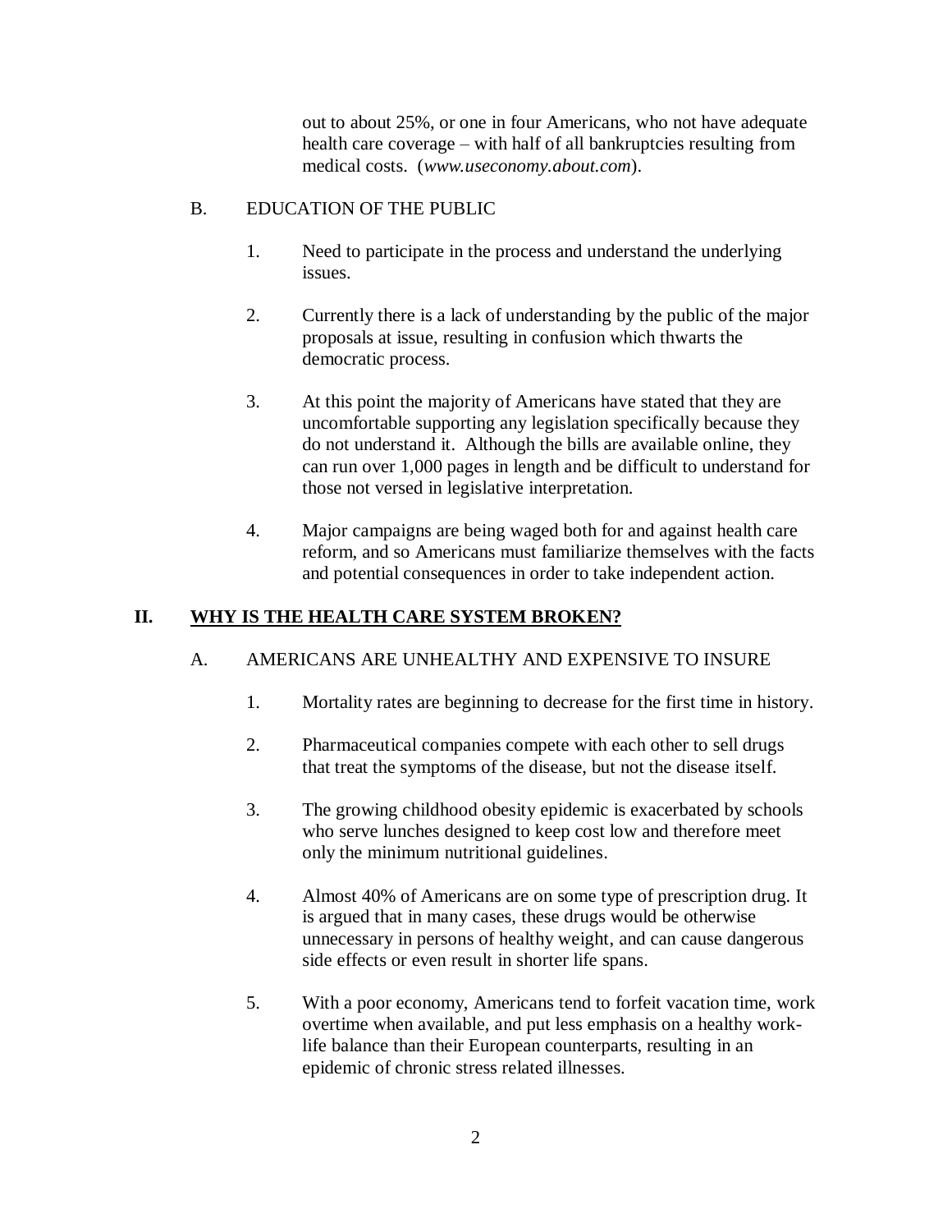out to about 25%, or one in four Americans, who not have adequate health care coverage – with half of all bankruptcies resulting from medical costs. (*www.useconomy.about.com*).

B. EDUCATION OF THE PUBLIC

1. Need to participate in the process and understand the underlying issues.

2. Currently there is a lack of understanding by the public of the major proposals at issue, resulting in confusion which thwarts the democratic process.

3. At this point the majority of Americans have stated that they are uncomfortable supporting any legislation specifically because they do not understand it. Although the bills are available online, they can run over 1,000 pages in length and be difficult to understand for those not versed in legislative interpretation.

4. Major campaigns are being waged both for and against health care reform, and so Americans must familiarize themselves with the facts and potential consequences in order to take independent action.

## II. <u>WHY IS THE HEALTH CARE SYSTEM BROKEN?</u>

A. AMERICANS ARE UNHEALTHY AND EXPENSIVE TO INSURE

1. Mortality rates are beginning to decrease for the first time in history.

2. Pharmaceutical companies compete with each other to sell drugs that treat the symptoms of the disease, but not the disease itself.

3. The growing childhood obesity epidemic is exacerbated by schools who serve lunches designed to keep cost low and therefore meet only the minimum nutritional guidelines.

4. Almost 40% of Americans are on some type of prescription drug. It is argued that in many cases, these drugs would be otherwise unnecessary in persons of healthy weight, and can cause dangerous side effects or even result in shorter life spans.

5. With a poor economy, Americans tend to forfeit vacation time, work overtime when available, and put less emphasis on a healthy work-life balance than their European counterparts, resulting in an epidemic of chronic stress related illnesses.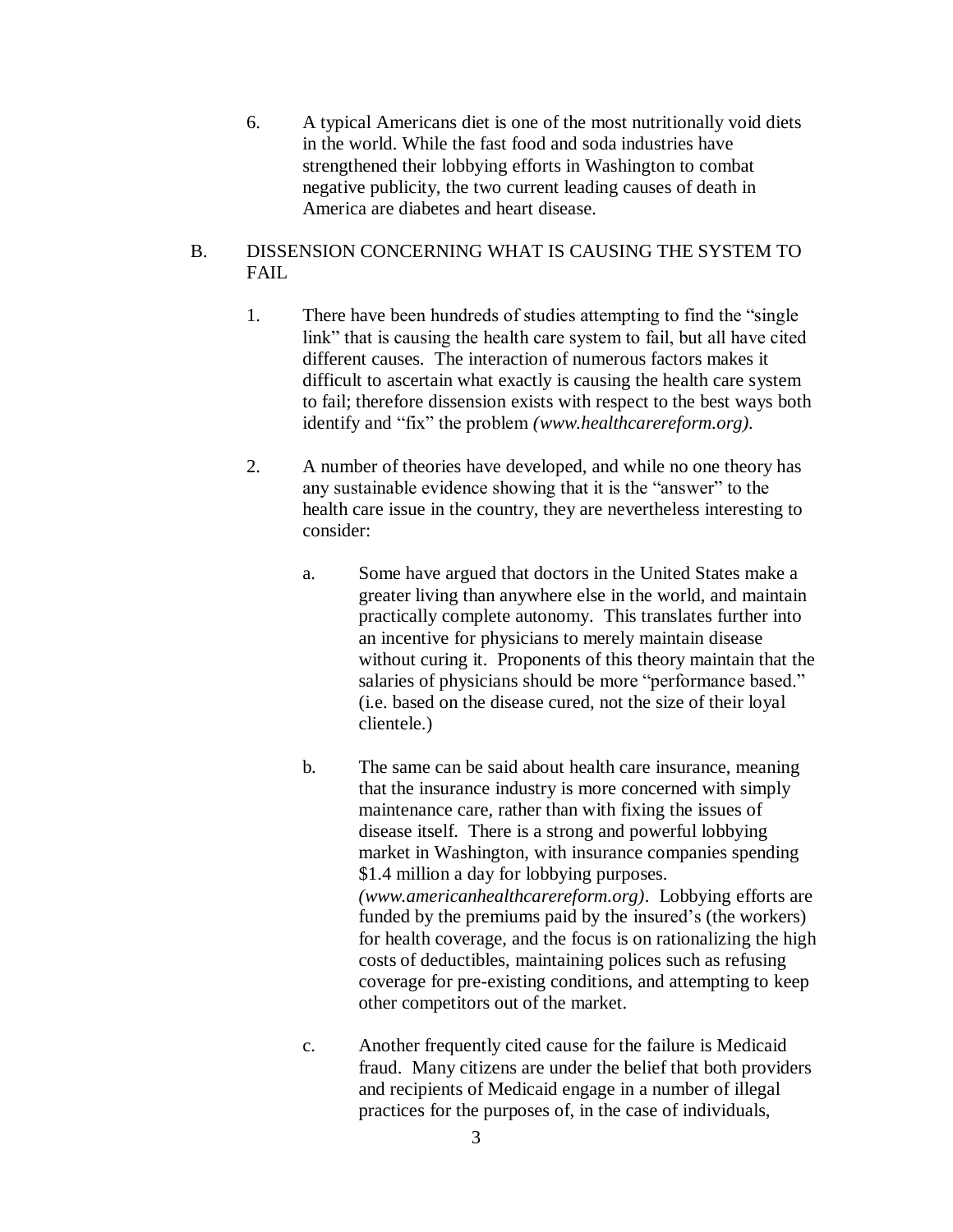6. A typical Americans diet is one of the most nutritionally void diets in the world. While the fast food and soda industries have strengthened their lobbying efforts in Washington to combat negative publicity, the two current leading causes of death in America are diabetes and heart disease.

## B. DISSENSION CONCERNING WHAT IS CAUSING THE SYSTEM TO FAIL

1. There have been hundreds of studies attempting to find the "single link" that is causing the health care system to fail, but all have cited different causes. The interaction of numerous factors makes it difficult to ascertain what exactly is causing the health care system to fail; therefore dissension exists with respect to the best ways both identify and "fix" the problem *(www.healthcarereform.org)*.

2. A number of theories have developed, and while no one theory has any sustainable evidence showing that it is the "answer" to the health care issue in the country, they are nevertheless interesting to consider:

    a. Some have argued that doctors in the United States make a greater living than anywhere else in the world, and maintain practically complete autonomy. This translates further into an incentive for physicians to merely maintain disease without curing it. Proponents of this theory maintain that the salaries of physicians should be more "performance based." (i.e. based on the disease cured, not the size of their loyal clientele.)

    b. The same can be said about health care insurance, meaning that the insurance industry is more concerned with simply maintenance care, rather than with fixing the issues of disease itself. There is a strong and powerful lobbying market in Washington, with insurance companies spending $1.4 million a day for lobbying purposes. *(www.americanhealthcarereform.org)*. Lobbying efforts are funded by the premiums paid by the insured's (the workers) for health coverage, and the focus is on rationalizing the high costs of deductibles, maintaining polices such as refusing coverage for pre-existing conditions, and attempting to keep other competitors out of the market.

    c. Another frequently cited cause for the failure is Medicaid fraud. Many citizens are under the belief that both providers and recipients of Medicaid engage in a number of illegal practices for the purposes of, in the case of individuals,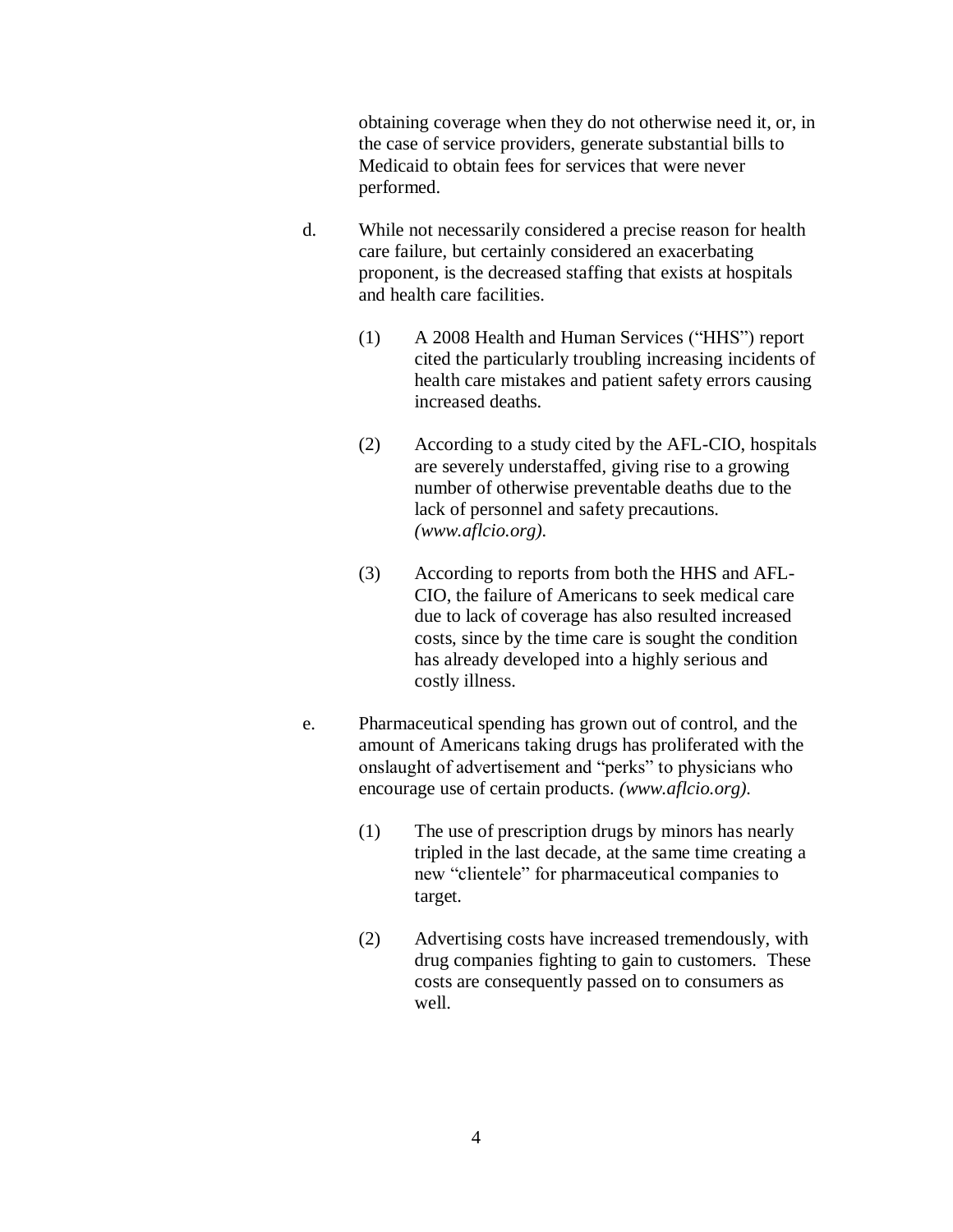obtaining coverage when they do not otherwise need it, or, in the case of service providers, generate substantial bills to Medicaid to obtain fees for services that were never performed.

d. While not necessarily considered a precise reason for health care failure, but certainly considered an exacerbating proponent, is the decreased staffing that exists at hospitals and health care facilities.

   (1) A 2008 Health and Human Services ("HHS") report cited the particularly troubling increasing incidents of health care mistakes and patient safety errors causing increased deaths.

   (2) According to a study cited by the AFL-CIO, hospitals are severely understaffed, giving rise to a growing number of otherwise preventable deaths due to the lack of personnel and safety precautions. *(www.aflcio.org).*

   (3) According to reports from both the HHS and AFL-CIO, the failure of Americans to seek medical care due to lack of coverage has also resulted increased costs, since by the time care is sought the condition has already developed into a highly serious and costly illness.

e. Pharmaceutical spending has grown out of control, and the amount of Americans taking drugs has proliferated with the onslaught of advertisement and "perks" to physicians who encourage use of certain products. *(www.aflcio.org).*

   (1) The use of prescription drugs by minors has nearly tripled in the last decade, at the same time creating a new "clientele" for pharmaceutical companies to target.

   (2) Advertising costs have increased tremendously, with drug companies fighting to gain to customers. These costs are consequently passed on to consumers as well.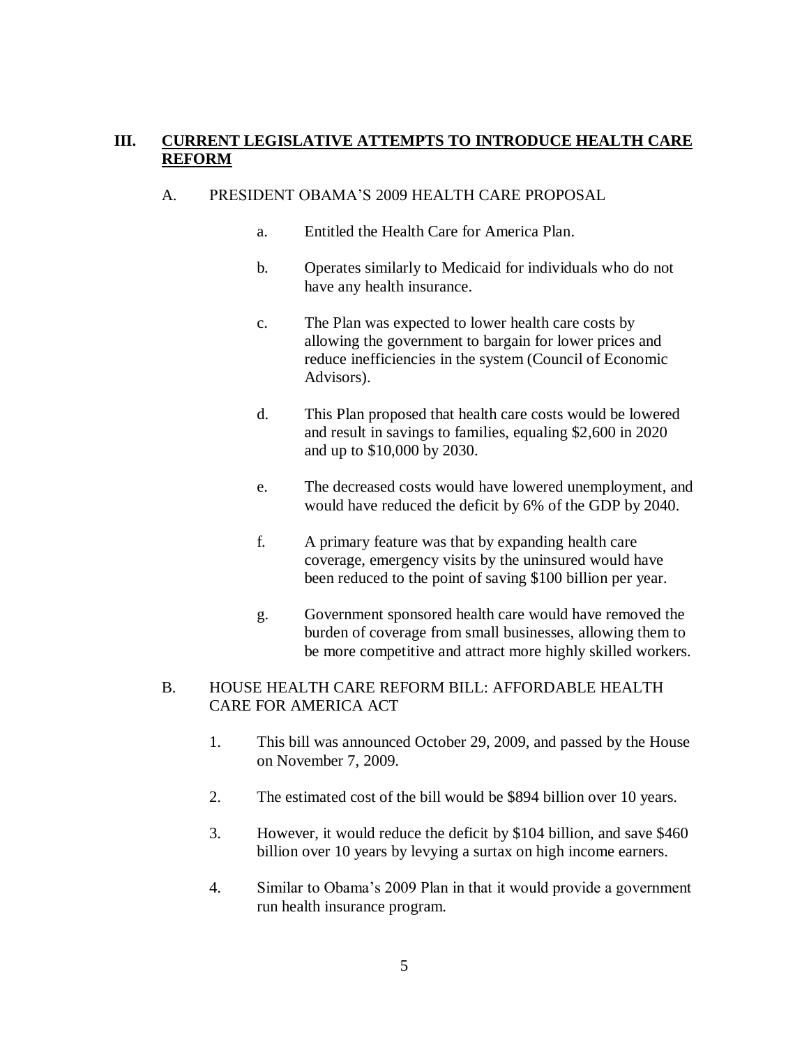## III. <u>CURRENT LEGISLATIVE ATTEMPTS TO INTRODUCE HEALTH CARE REFORM</u>

### A. PRESIDENT OBAMA'S 2009 HEALTH CARE PROPOSAL

a. Entitled the Health Care for America Plan.

b. Operates similarly to Medicaid for individuals who do not have any health insurance.

c. The Plan was expected to lower health care costs by allowing the government to bargain for lower prices and reduce inefficiencies in the system (Council of Economic Advisors).

d. This Plan proposed that health care costs would be lowered and result in savings to families, equaling $2,600 in 2020 and up to $10,000 by 2030.

e. The decreased costs would have lowered unemployment, and would have reduced the deficit by 6% of the GDP by 2040.

f. A primary feature was that by expanding health care coverage, emergency visits by the uninsured would have been reduced to the point of saving $100 billion per year.

g. Government sponsored health care would have removed the burden of coverage from small businesses, allowing them to be more competitive and attract more highly skilled workers.

### B. HOUSE HEALTH CARE REFORM BILL: AFFORDABLE HEALTH CARE FOR AMERICA ACT

1. This bill was announced October 29, 2009, and passed by the House on November 7, 2009.

2. The estimated cost of the bill would be $894 billion over 10 years.

3. However, it would reduce the deficit by $104 billion, and save $460 billion over 10 years by levying a surtax on high income earners.

4. Similar to Obama's 2009 Plan in that it would provide a government run health insurance program.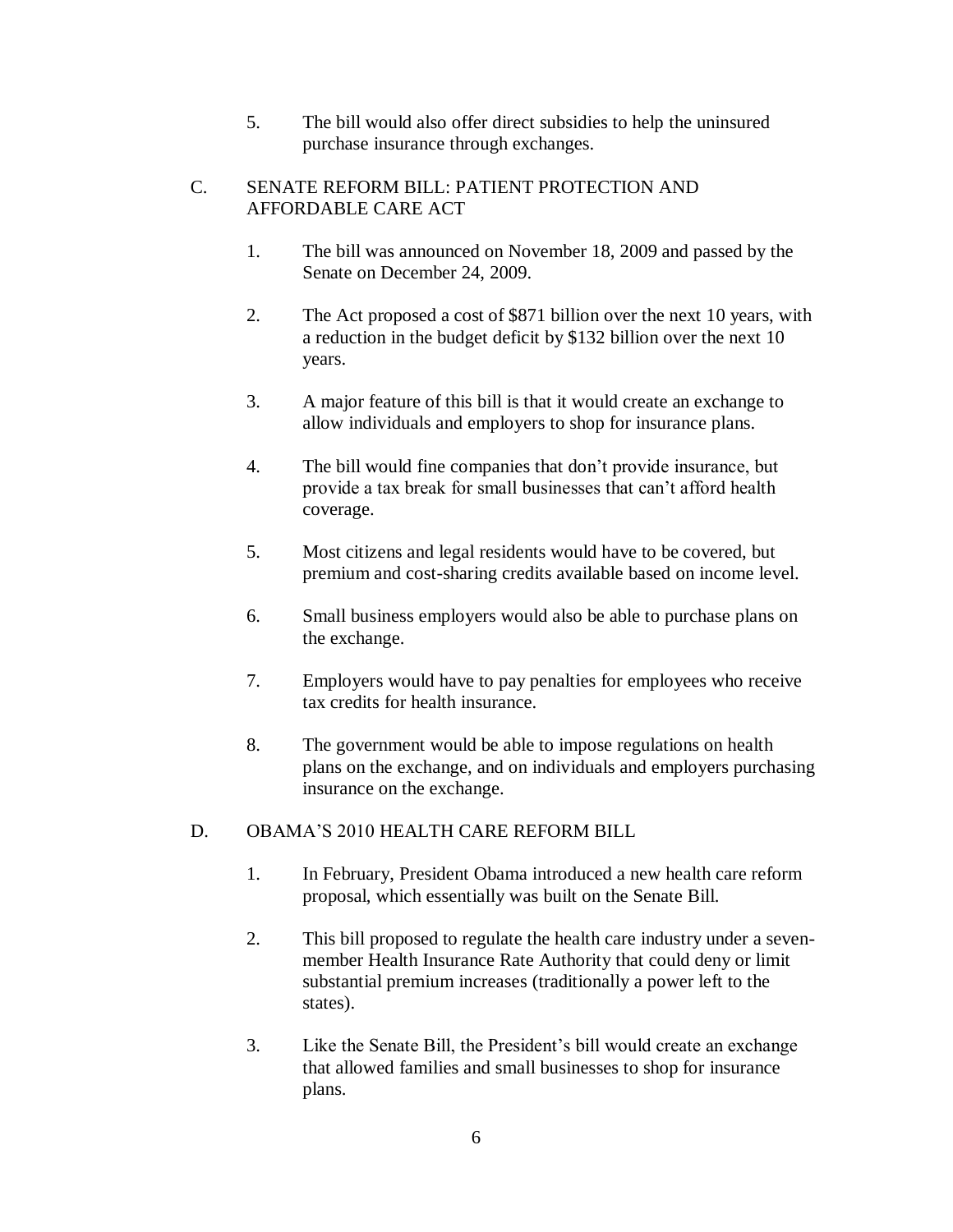5. The bill would also offer direct subsidies to help the uninsured purchase insurance through exchanges.

### C. SENATE REFORM BILL: PATIENT PROTECTION AND AFFORDABLE CARE ACT

1. The bill was announced on November 18, 2009 and passed by the Senate on December 24, 2009.

2. The Act proposed a cost of $871 billion over the next 10 years, with a reduction in the budget deficit by $132 billion over the next 10 years.

3. A major feature of this bill is that it would create an exchange to allow individuals and employers to shop for insurance plans.

4. The bill would fine companies that don't provide insurance, but provide a tax break for small businesses that can't afford health coverage.

5. Most citizens and legal residents would have to be covered, but premium and cost-sharing credits available based on income level.

6. Small business employers would also be able to purchase plans on the exchange.

7. Employers would have to pay penalties for employees who receive tax credits for health insurance.

8. The government would be able to impose regulations on health plans on the exchange, and on individuals and employers purchasing insurance on the exchange.

### D. OBAMA'S 2010 HEALTH CARE REFORM BILL

1. In February, President Obama introduced a new health care reform proposal, which essentially was built on the Senate Bill.

2. This bill proposed to regulate the health care industry under a seven-member Health Insurance Rate Authority that could deny or limit substantial premium increases (traditionally a power left to the states).

3. Like the Senate Bill, the President's bill would create an exchange that allowed families and small businesses to shop for insurance plans.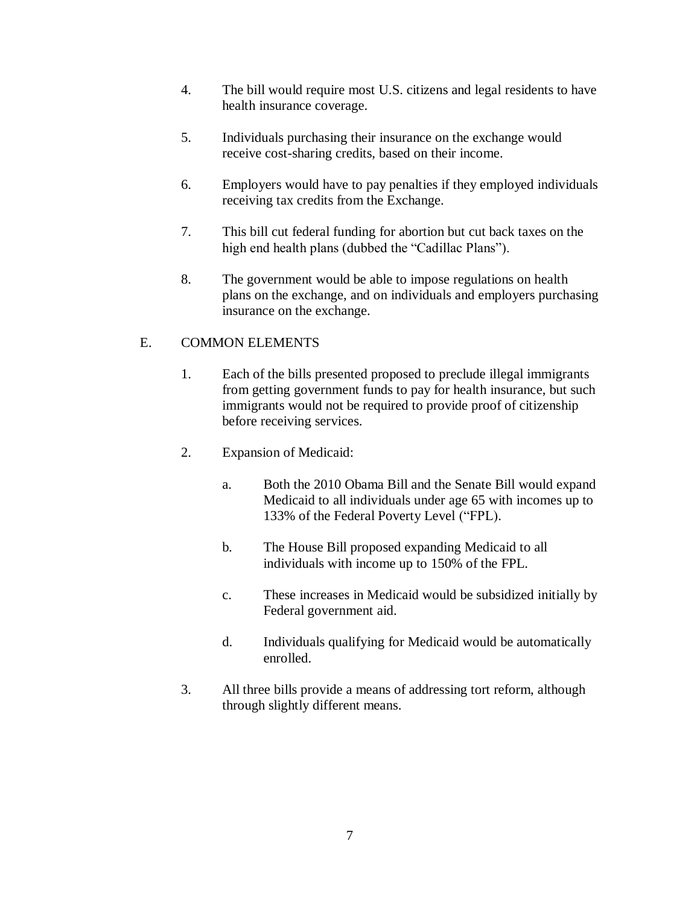4. The bill would require most U.S. citizens and legal residents to have health insurance coverage.

5. Individuals purchasing their insurance on the exchange would receive cost-sharing credits, based on their income.

6. Employers would have to pay penalties if they employed individuals receiving tax credits from the Exchange.

7. This bill cut federal funding for abortion but cut back taxes on the high end health plans (dubbed the "Cadillac Plans").

8. The government would be able to impose regulations on health plans on the exchange, and on individuals and employers purchasing insurance on the exchange.

E. COMMON ELEMENTS

1. Each of the bills presented proposed to preclude illegal immigrants from getting government funds to pay for health insurance, but such immigrants would not be required to provide proof of citizenship before receiving services.

2. Expansion of Medicaid:

   a. Both the 2010 Obama Bill and the Senate Bill would expand Medicaid to all individuals under age 65 with incomes up to 133% of the Federal Poverty Level ("FPL).

   b. The House Bill proposed expanding Medicaid to all individuals with income up to 150% of the FPL.

   c. These increases in Medicaid would be subsidized initially by Federal government aid.

   d. Individuals qualifying for Medicaid would be automatically enrolled.

3. All three bills provide a means of addressing tort reform, although through slightly different means.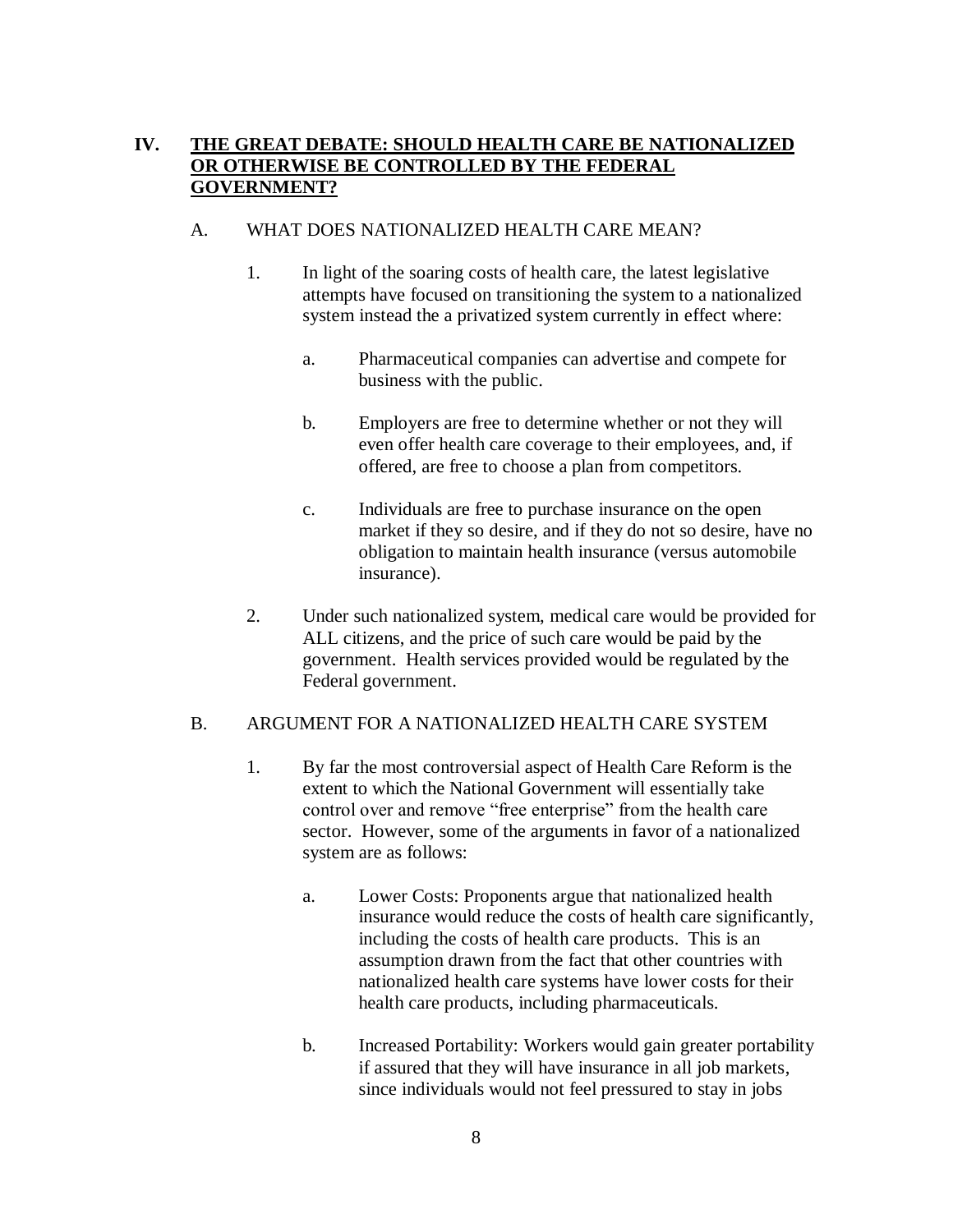## IV. **THE GREAT DEBATE: SHOULD HEALTH CARE BE NATIONALIZED OR OTHERWISE BE CONTROLLED BY THE FEDERAL GOVERNMENT?**

### A. WHAT DOES NATIONALIZED HEALTH CARE MEAN?

1. In light of the soaring costs of health care, the latest legislative attempts have focused on transitioning the system to a nationalized system instead the a privatized system currently in effect where:

    a. Pharmaceutical companies can advertise and compete for business with the public.

    b. Employers are free to determine whether or not they will even offer health care coverage to their employees, and, if offered, are free to choose a plan from competitors.

    c. Individuals are free to purchase insurance on the open market if they so desire, and if they do not so desire, have no obligation to maintain health insurance (versus automobile insurance).

2. Under such nationalized system, medical care would be provided for ALL citizens, and the price of such care would be paid by the government. Health services provided would be regulated by the Federal government.

### B. ARGUMENT FOR A NATIONALIZED HEALTH CARE SYSTEM

1. By far the most controversial aspect of Health Care Reform is the extent to which the National Government will essentially take control over and remove "free enterprise" from the health care sector. However, some of the arguments in favor of a nationalized system are as follows:

    a. Lower Costs: Proponents argue that nationalized health insurance would reduce the costs of health care significantly, including the costs of health care products. This is an assumption drawn from the fact that other countries with nationalized health care systems have lower costs for their health care products, including pharmaceuticals.

    b. Increased Portability: Workers would gain greater portability if assured that they will have insurance in all job markets, since individuals would not feel pressured to stay in jobs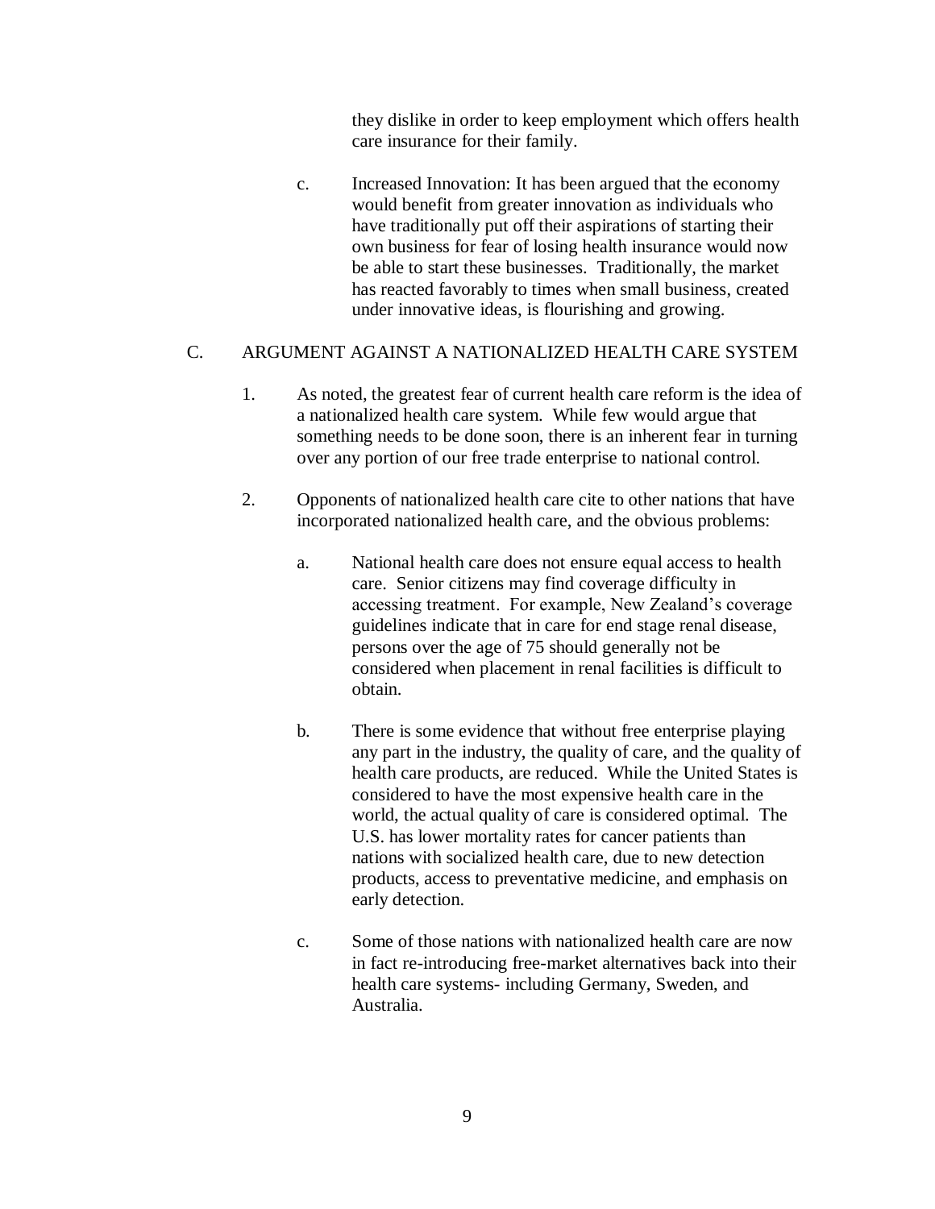they dislike in order to keep employment which offers health care insurance for their family.

c. Increased Innovation: It has been argued that the economy would benefit from greater innovation as individuals who have traditionally put off their aspirations of starting their own business for fear of losing health insurance would now be able to start these businesses. Traditionally, the market has reacted favorably to times when small business, created under innovative ideas, is flourishing and growing.

## C. ARGUMENT AGAINST A NATIONALIZED HEALTH CARE SYSTEM

1. As noted, the greatest fear of current health care reform is the idea of a nationalized health care system. While few would argue that something needs to be done soon, there is an inherent fear in turning over any portion of our free trade enterprise to national control.

2. Opponents of nationalized health care cite to other nations that have incorporated nationalized health care, and the obvious problems:

   a. National health care does not ensure equal access to health care. Senior citizens may find coverage difficulty in accessing treatment. For example, New Zealand's coverage guidelines indicate that in care for end stage renal disease, persons over the age of 75 should generally not be considered when placement in renal facilities is difficult to obtain.

   b. There is some evidence that without free enterprise playing any part in the industry, the quality of care, and the quality of health care products, are reduced. While the United States is considered to have the most expensive health care in the world, the actual quality of care is considered optimal. The U.S. has lower mortality rates for cancer patients than nations with socialized health care, due to new detection products, access to preventative medicine, and emphasis on early detection.

   c. Some of those nations with nationalized health care are now in fact re-introducing free-market alternatives back into their health care systems- including Germany, Sweden, and Australia.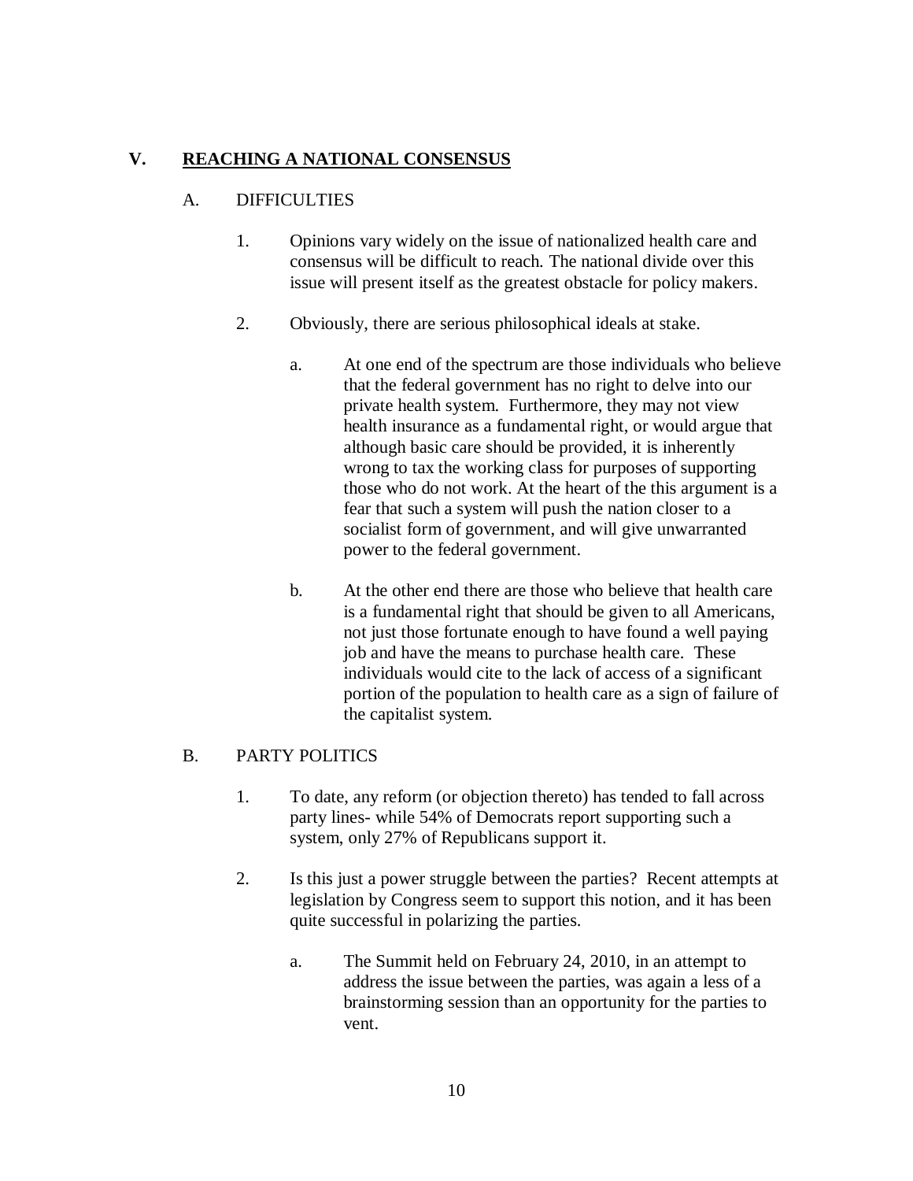## V. <u>REACHING A NATIONAL CONSENSUS</u>

A. DIFFICULTIES

1. Opinions vary widely on the issue of nationalized health care and consensus will be difficult to reach. The national divide over this issue will present itself as the greatest obstacle for policy makers.

2. Obviously, there are serious philosophical ideals at stake.

   a. At one end of the spectrum are those individuals who believe that the federal government has no right to delve into our private health system. Furthermore, they may not view health insurance as a fundamental right, or would argue that although basic care should be provided, it is inherently wrong to tax the working class for purposes of supporting those who do not work. At the heart of the this argument is a fear that such a system will push the nation closer to a socialist form of government, and will give unwarranted power to the federal government.

   b. At the other end there are those who believe that health care is a fundamental right that should be given to all Americans, not just those fortunate enough to have found a well paying job and have the means to purchase health care. These individuals would cite to the lack of access of a significant portion of the population to health care as a sign of failure of the capitalist system.

B. PARTY POLITICS

1. To date, any reform (or objection thereto) has tended to fall across party lines- while 54% of Democrats report supporting such a system, only 27% of Republicans support it.

2. Is this just a power struggle between the parties? Recent attempts at legislation by Congress seem to support this notion, and it has been quite successful in polarizing the parties.

   a. The Summit held on February 24, 2010, in an attempt to address the issue between the parties, was again a less of a brainstorming session than an opportunity for the parties to vent.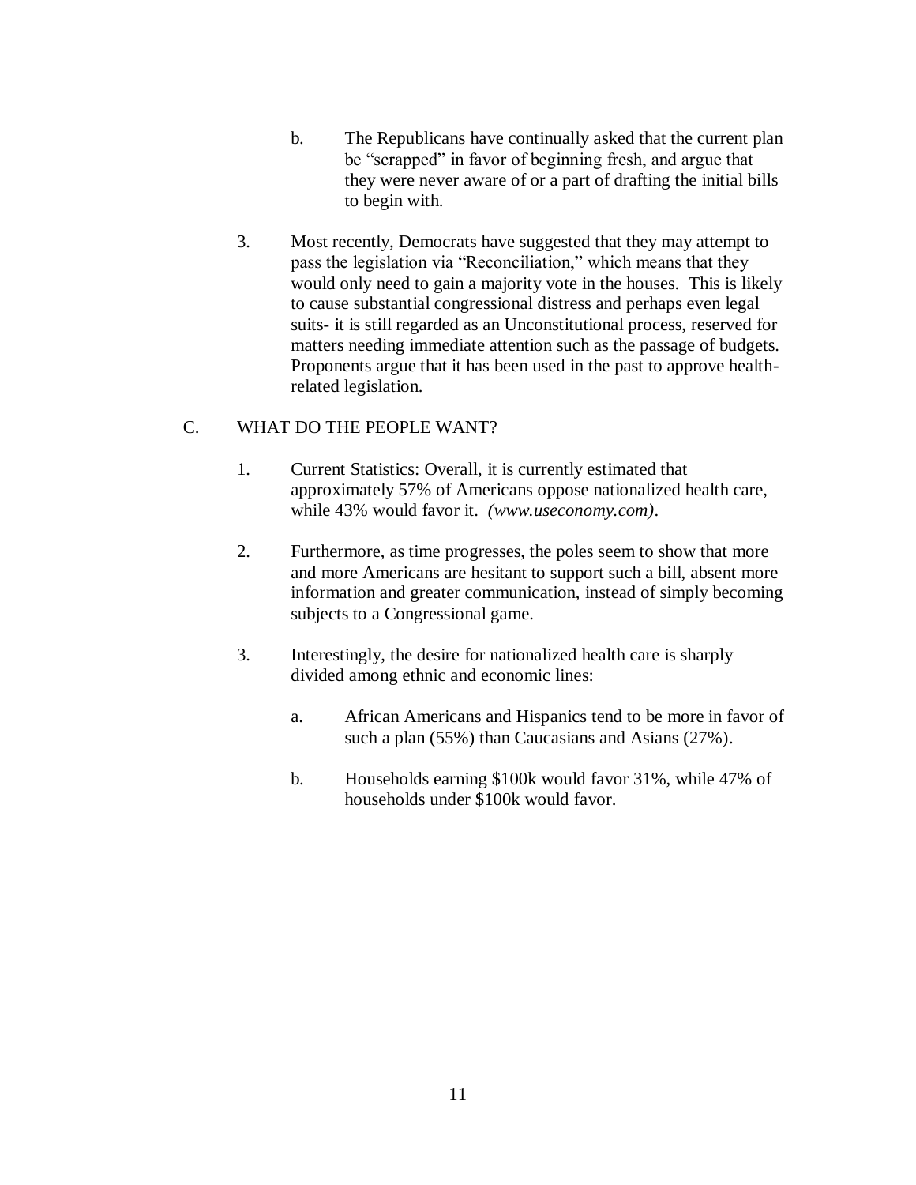b. The Republicans have continually asked that the current plan be "scrapped" in favor of beginning fresh, and argue that they were never aware of or a part of drafting the initial bills to begin with.

3. Most recently, Democrats have suggested that they may attempt to pass the legislation via "Reconciliation," which means that they would only need to gain a majority vote in the houses. This is likely to cause substantial congressional distress and perhaps even legal suits- it is still regarded as an Unconstitutional process, reserved for matters needing immediate attention such as the passage of budgets. Proponents argue that it has been used in the past to approve health-related legislation.

C. WHAT DO THE PEOPLE WANT?

1. Current Statistics: Overall, it is currently estimated that approximately 57% of Americans oppose nationalized health care, while 43% would favor it. *(www.useconomy.com)*.

2. Furthermore, as time progresses, the poles seem to show that more and more Americans are hesitant to support such a bill, absent more information and greater communication, instead of simply becoming subjects to a Congressional game.

3. Interestingly, the desire for nationalized health care is sharply divided among ethnic and economic lines:

   a. African Americans and Hispanics tend to be more in favor of such a plan (55%) than Caucasians and Asians (27%).

   b. Households earning $100k would favor 31%, while 47% of households under $100k would favor.